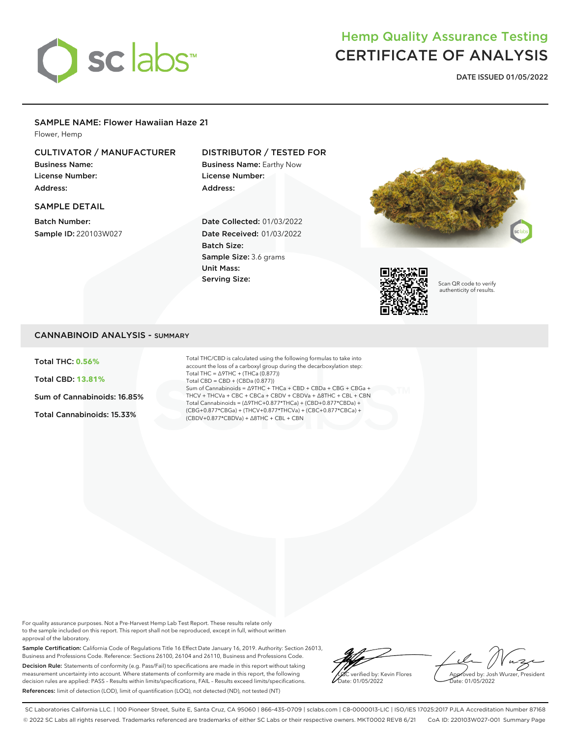sc labs™

# Hemp Quality Assurance Testing
# CERTIFICATE OF ANALYSIS

**DATE ISSUED 01/05/2022**

## SAMPLE NAME: Flower Hawaiian Haze 21

Flower, Hemp

### CULTIVATOR / MANUFACTURER

**Business Name:**
**License Number:**
**Address:**

### DISTRIBUTOR / TESTED FOR

**Business Name:** Earthy Now
**License Number:**
**Address:**

### SAMPLE DETAIL

**Batch Number:**
**Sample ID:** 220103W027

**Date Collected:** 01/03/2022
**Date Received:** 01/03/2022
**Batch Size:**
**Sample Size:** 3.6 grams
**Unit Mass:**
**Serving Size:**

Scan QR code to verify authenticity of results.

## CANNABINOID ANALYSIS - SUMMARY

**Total THC: 0.56%**

**Total CBD: 13.81%**

**Sum of Cannabinoids: 16.85%**

**Total Cannabinoids: 15.33%**

Total THC/CBD is calculated using the following formulas to take into account the loss of a carboxyl group during the decarboxylation step:
Total THC = Δ9THC + (THCa (0.877))
Total CBD = CBD + (CBDa (0.877))
Sum of Cannabinoids = Δ9THC + THCa + CBD + CBDa + CBG + CBGa + THCV + THCVa + CBC + CBCa + CBDV + CBDVa + Δ8THC + CBL + CBN
Total Cannabinoids = (Δ9THC+0.877*THCa) + (CBD+0.877*CBDa) + (CBG+0.877*CBGa) + (THCV+0.877*THCVa) + (CBC+0.877*CBCa) + (CBDV+0.877*CBDVa) + Δ8THC + CBL + CBN

For quality assurance purposes. Not a Pre-Harvest Hemp Lab Test Report. These results relate only to the sample included on this report. This report shall not be reproduced, except in full, without written approval of the laboratory.

**Sample Certification:** California Code of Regulations Title 16 Effect Date January 16, 2019. Authority: Section 26013, Business and Professions Code. Reference: Sections 26100, 26104 and 26110, Business and Professions Code.

**Decision Rule:** Statements of conformity (e.g. Pass/Fail) to specifications are made in this report without taking measurement uncertainty into account. Where statements of conformity are made in this report, the following decision rules are applied: PASS – Results within limits/specifications, FAIL – Results exceed limits/specifications.

**References:** limit of detection (LOD), limit of quantification (LOQ), not detected (ND), not tested (NT)

LQC verified by: Kevin Flores
Date: 01/05/2022

Approved by: Josh Wurzer, President
Date: 01/05/2022

SC Laboratories California LLC. | 100 Pioneer Street, Suite E, Santa Cruz, CA 95060 | 866-435-0709 | sclabs.com | C8-0000013-LIC | ISO/IES 17025:2017 PJLA Accreditation Number 87168
© 2022 SC Labs all rights reserved. Trademarks referenced are trademarks of either SC Labs or their respective owners. MKT0002 REV8 6/21 CoA ID: 220103W027-001 Summary Page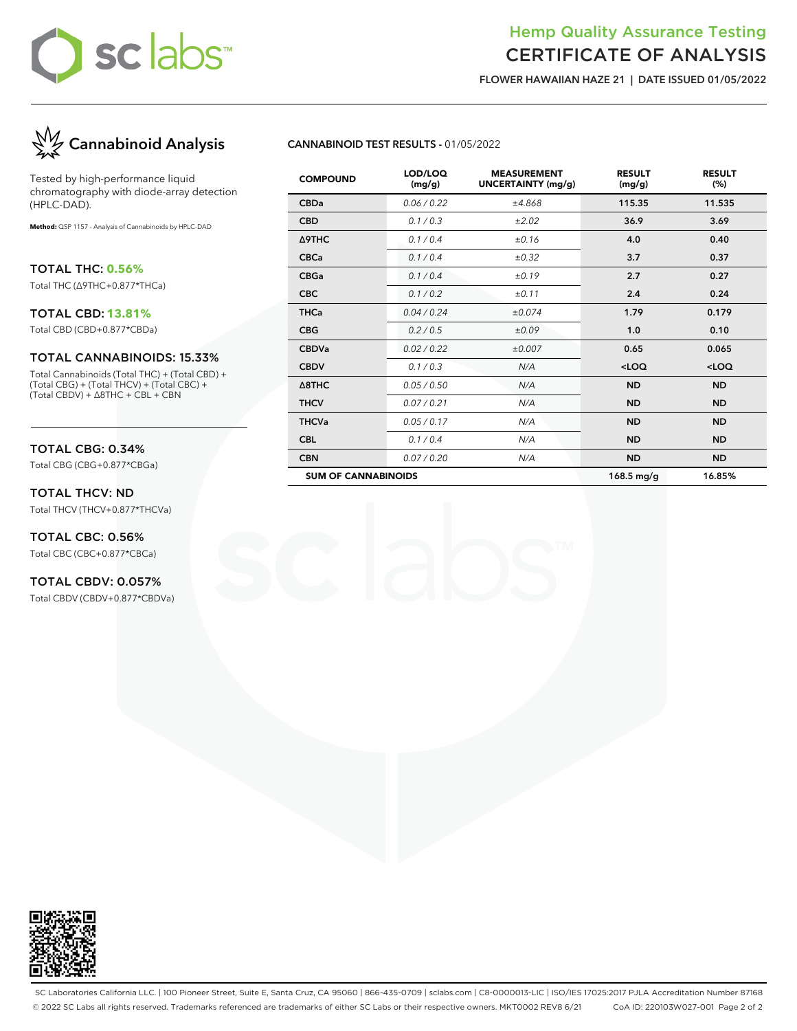# Hemp Quality Assurance Testing
# CERTIFICATE OF ANALYSIS

**FLOWER HAWAIIAN HAZE 21 | DATE ISSUED 01/05/2022**

## Cannabinoid Analysis

Tested by high-performance liquid chromatography with diode-array detection (HPLC-DAD).

**Method:** QSP 1157 - Analysis of Cannabinoids by HPLC-DAD

**TOTAL THC: 0.56%**
Total THC (Δ9THC+0.877*THCa)

**TOTAL CBD: 13.81%**
Total CBD (CBD+0.877*CBDa)

**TOTAL CANNABINOIDS: 15.33%**
Total Cannabinoids (Total THC) + (Total CBD) + (Total CBG) + (Total THCV) + (Total CBC) + (Total CBDV) + Δ8THC + CBL + CBN

**TOTAL CBG: 0.34%**
Total CBG (CBG+0.877*CBGa)

**TOTAL THCV: ND**
Total THCV (THCV+0.877*THCVa)

**TOTAL CBC: 0.56%**
Total CBC (CBC+0.877*CBCa)

**TOTAL CBDV: 0.057%**
Total CBDV (CBDV+0.877*CBDVa)

**CANNABINOID TEST RESULTS** - 01/05/2022

| COMPOUND | LOD/LOQ (mg/g) | MEASUREMENT UNCERTAINTY (mg/g) | RESULT (mg/g) | RESULT (%) |
|---|---|---|---|---|
| CBDa | 0.06 / 0.22 | ±4.868 | 115.35 | 11.535 |
| CBD | 0.1 / 0.3 | ±2.02 | 36.9 | 3.69 |
| Δ9THC | 0.1 / 0.4 | ±0.16 | 4.0 | 0.40 |
| CBCa | 0.1 / 0.4 | ±0.32 | 3.7 | 0.37 |
| CBGa | 0.1 / 0.4 | ±0.19 | 2.7 | 0.27 |
| CBC | 0.1 / 0.2 | ±0.11 | 2.4 | 0.24 |
| THCa | 0.04 / 0.24 | ±0.074 | 1.79 | 0.179 |
| CBG | 0.2 / 0.5 | ±0.09 | 1.0 | 0.10 |
| CBDVa | 0.02 / 0.22 | ±0.007 | 0.65 | 0.065 |
| CBDV | 0.1 / 0.3 | N/A | <LOQ | <LOQ |
| Δ8THC | 0.05 / 0.50 | N/A | ND | ND |
| THCV | 0.07 / 0.21 | N/A | ND | ND |
| THCVa | 0.05 / 0.17 | N/A | ND | ND |
| CBL | 0.1 / 0.4 | N/A | ND | ND |
| CBN | 0.07 / 0.20 | N/A | ND | ND |
| **SUM OF CANNABINOIDS** | | | 168.5 mg/g | 16.85% |

SC Laboratories California LLC. | 100 Pioneer Street, Suite E, Santa Cruz, CA 95060 | 866-435-0709 | sclabs.com | C8-0000013-LIC | ISO/IES 17025:2017 PJLA Accreditation Number 87168
© 2022 SC Labs all rights reserved. Trademarks referenced are trademarks of either SC Labs or their respective owners. MKT0002 REV8 6/21 CoA ID: 220103W027-001